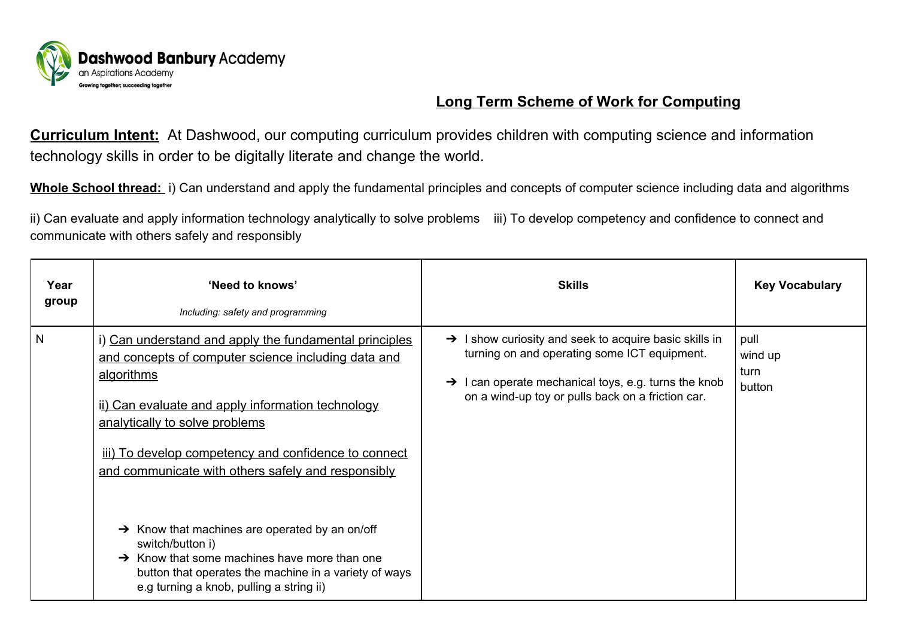**Dashwood Banbury Academy**
an Aspirations Academy
Growing together; succeeding together

# Long Term Scheme of Work for Computing

**Curriculum Intent:** At Dashwood, our computing curriculum provides children with computing science and information technology skills in order to be digitally literate and change the world.

**Whole School thread:** i) Can understand and apply the fundamental principles and concepts of computer science including data and algorithms

ii) Can evaluate and apply information technology analytically to solve problems iii) To develop competency and confidence to connect and communicate with others safely and responsibly

| Year group | 'Need to knows'<br>*Including: safety and programming* | Skills | Key Vocabulary |
|---|---|---|---|
| N | i) Can understand and apply the fundamental principles and concepts of computer science including data and algorithms<br><br>ii) Can evaluate and apply information technology analytically to solve problems<br><br>iii) To develop competency and confidence to connect and communicate with others safely and responsibly<br><br>➔ Know that machines are operated by an on/off switch/button i)<br>➔ Know that some machines have more than one button that operates the machine in a variety of ways e.g turning a knob, pulling a string ii) | ➔ I show curiosity and seek to acquire basic skills in turning on and operating some ICT equipment.<br><br>➔ I can operate mechanical toys, e.g. turns the knob on a wind-up toy or pulls back on a friction car. | pull<br>wind up<br>turn<br>button |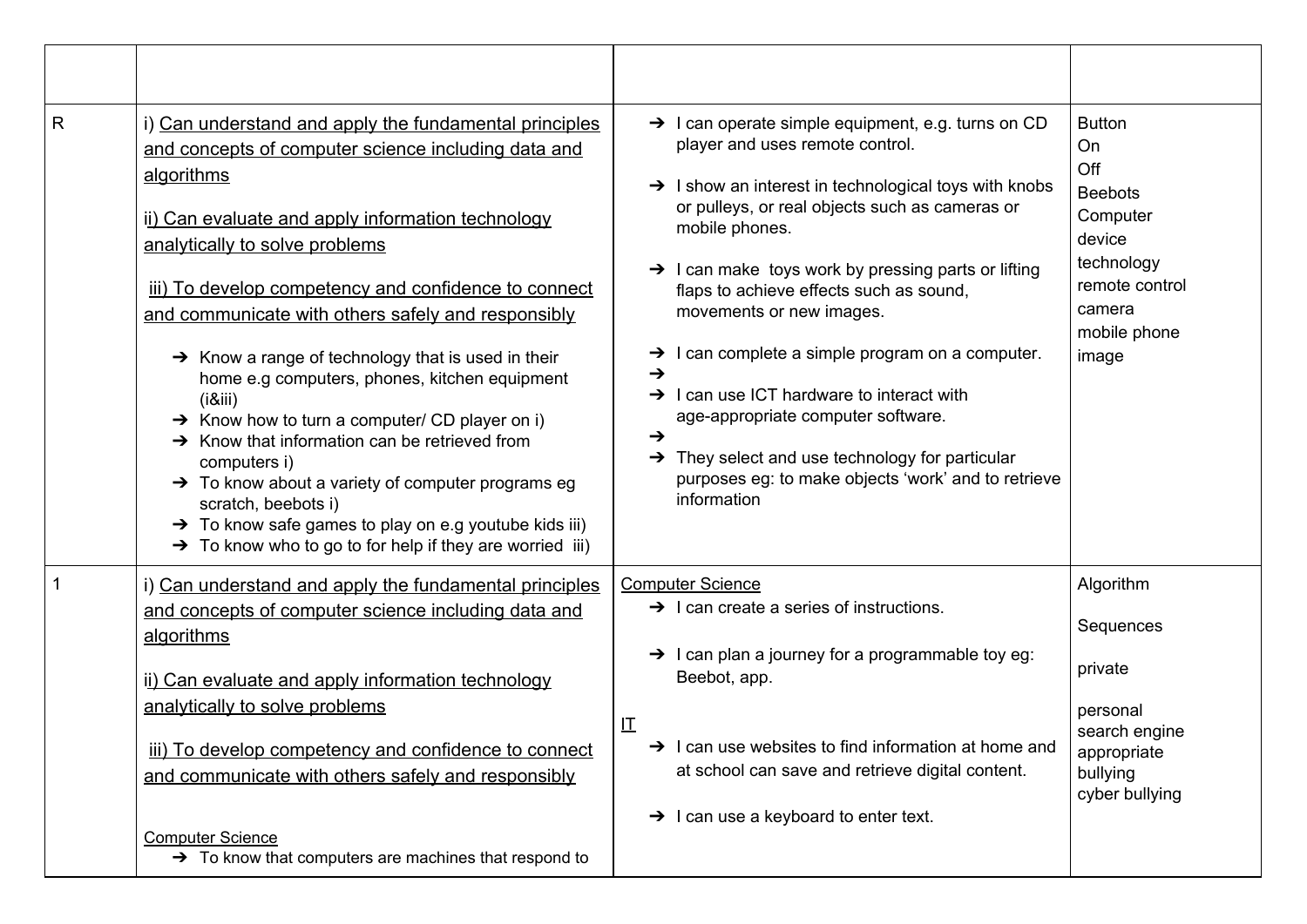| | | | |
|---|---|---|---|
| R | i) <u>Can understand and apply the fundamental principles and concepts of computer science including data and algorithms</u><br><br>ii) <u>Can evaluate and apply information technology analytically to solve problems</u><br><br>iii) <u>To develop competency and confidence to connect and communicate with others safely and responsibly</u><br><br>➔ Know a range of technology that is used in their home e.g computers, phones, kitchen equipment (i&iii)<br>➔ Know how to turn a computer/ CD player on i)<br>➔ Know that information can be retrieved from computers i)<br>➔ To know about a variety of computer programs eg scratch, beebots i)<br>➔ To know safe games to play on e.g youtube kids iii)<br>➔ To know who to go to for help if they are worried iii) | ➔ I can operate simple equipment, e.g. turns on CD player and uses remote control.<br><br>➔ I show an interest in technological toys with knobs or pulleys, or real objects such as cameras or mobile phones.<br><br>➔ I can make toys work by pressing parts or lifting flaps to achieve effects such as sound, movements or new images.<br><br>➔ I can complete a simple program on a computer.<br>➔<br>➔ I can use ICT hardware to interact with age-appropriate computer software.<br>➔<br>➔ They select and use technology for particular purposes eg: to make objects 'work' and to retrieve information | Button<br>On<br>Off<br>Beebots<br>Computer<br>device<br>technology<br>remote control<br>camera<br>mobile phone<br>image |
| 1 | i) <u>Can understand and apply the fundamental principles and concepts of computer science including data and algorithms</u><br><br>ii) <u>Can evaluate and apply information technology analytically to solve problems</u><br><br>iii) <u>To develop competency and confidence to connect and communicate with others safely and responsibly</u><br><br><u>Computer Science</u><br>➔ To know that computers are machines that respond to | <u>Computer Science</u><br>➔ I can create a series of instructions.<br><br>➔ I can plan a journey for a programmable toy eg: Beebot, app.<br><br><u>IT</u><br>➔ I can use websites to find information at home and at school can save and retrieve digital content.<br><br>➔ I can use a keyboard to enter text. | Algorithm<br><br>Sequences<br><br>private<br><br>personal<br>search engine<br>appropriate<br>bullying<br>cyber bullying |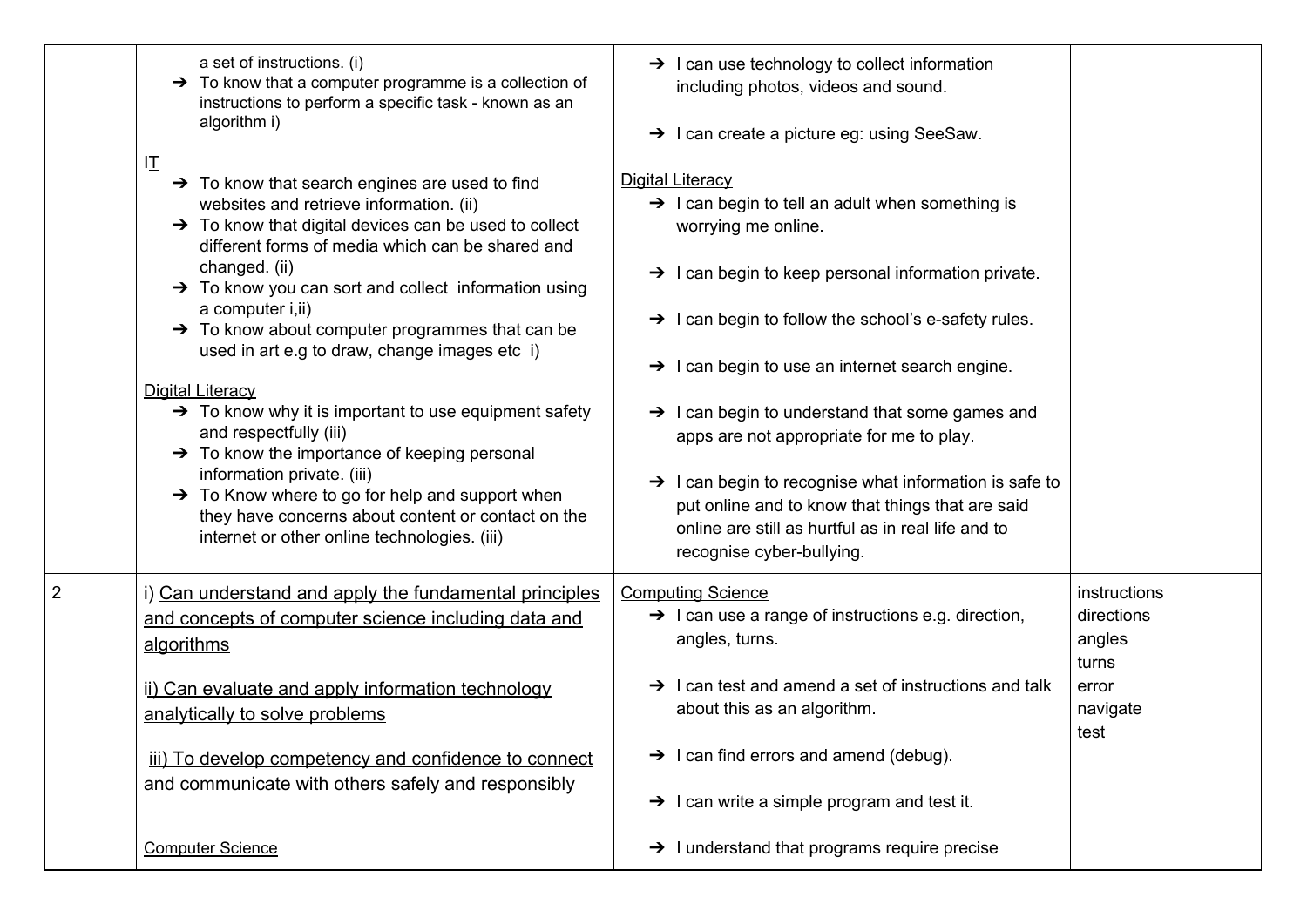| | | | |
|---|---|---|---|
| | a set of instructions. (i)<br>➔ To know that a computer programme is a collection of instructions to perform a specific task - known as an algorithm i)<br><br>IT<br>➔ To know that search engines are used to find websites and retrieve information. (ii)<br>➔ To know that digital devices can be used to collect different forms of media which can be shared and changed. (ii)<br>➔ To know you can sort and collect information using a computer i,ii)<br>➔ To know about computer programmes that can be used in art e.g to draw, change images etc i)<br><br>Digital Literacy<br>➔ To know why it is important to use equipment safety and respectfully (iii)<br>➔ To know the importance of keeping personal information private. (iii)<br>➔ To Know where to go for help and support when they have concerns about content or contact on the internet or other online technologies. (iii) | ➔ I can use technology to collect information including photos, videos and sound.<br><br>➔ I can create a picture eg: using SeeSaw.<br><br>Digital Literacy<br>➔ I can begin to tell an adult when something is worrying me online.<br><br>➔ I can begin to keep personal information private.<br><br>➔ I can begin to follow the school's e-safety rules.<br><br>➔ I can begin to use an internet search engine.<br><br>➔ I can begin to understand that some games and apps are not appropriate for me to play.<br><br>➔ I can begin to recognise what information is safe to put online and to know that things that are said online are still as hurtful as in real life and to recognise cyber-bullying. | |
| 2 | i) Can understand and apply the fundamental principles and concepts of computer science including data and algorithms<br><br>ii) Can evaluate and apply information technology analytically to solve problems<br><br>iii) To develop competency and confidence to connect and communicate with others safely and responsibly<br><br>Computer Science | Computing Science<br>➔ I can use a range of instructions e.g. direction, angles, turns.<br><br>➔ I can test and amend a set of instructions and talk about this as an algorithm.<br><br>➔ I can find errors and amend (debug).<br><br>➔ I can write a simple program and test it.<br><br>➔ I understand that programs require precise | instructions<br>directions<br>angles<br>turns<br>error<br>navigate<br>test |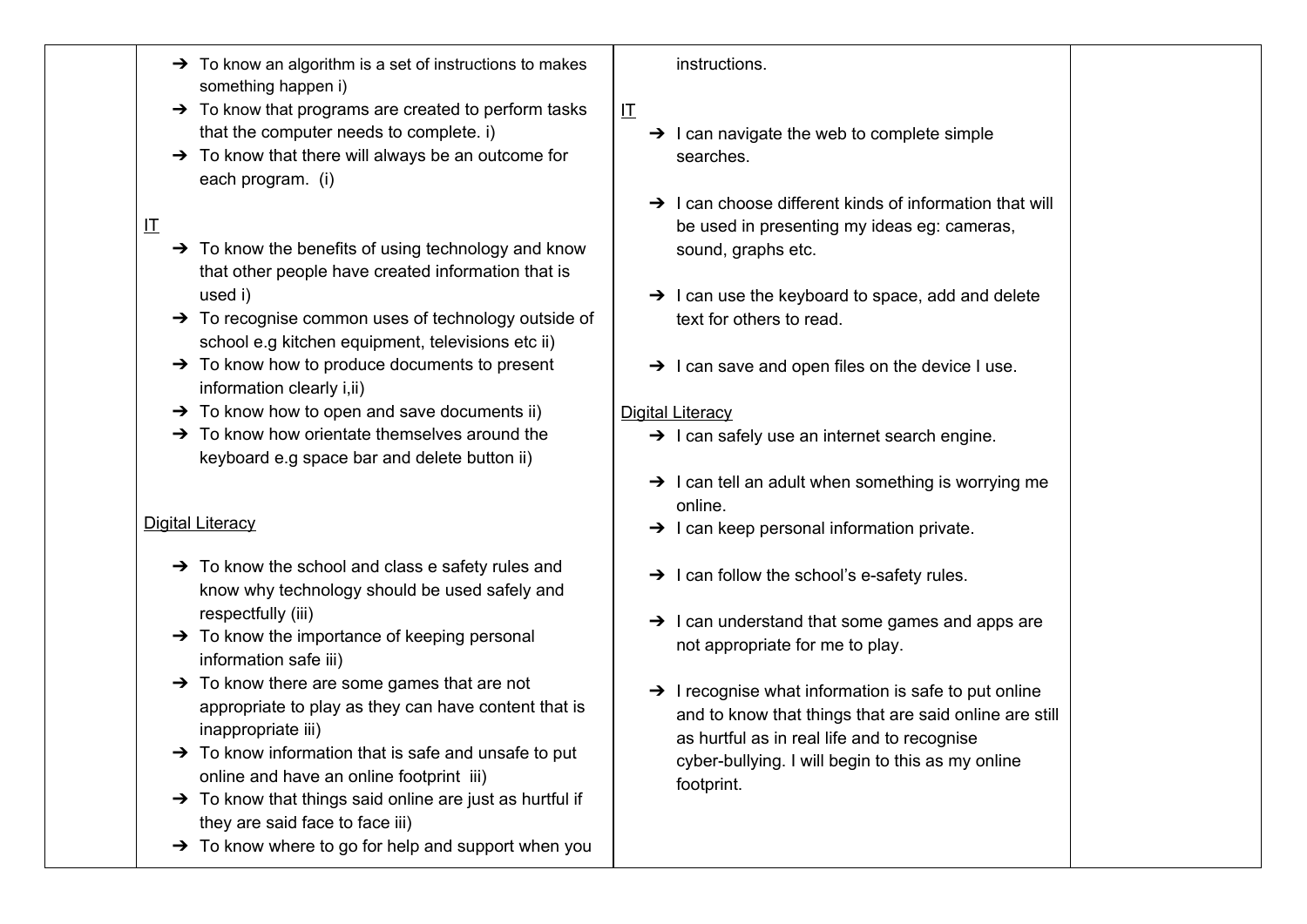| | | | |
|---|---|---|---|
| | ➔ To know an algorithm is a set of instructions to makes something happen i)<br>➔ To know that programs are created to perform tasks that the computer needs to complete. i)<br>➔ To know that there will always be an outcome for each program. (i)<br><br><u>IT</u><br>➔ To know the benefits of using technology and know that other people have created information that is used i)<br>➔ To recognise common uses of technology outside of school e.g kitchen equipment, televisions etc ii)<br>➔ To know how to produce documents to present information clearly i,ii)<br>➔ To know how to open and save documents ii)<br>➔ To know how orientate themselves around the keyboard e.g space bar and delete button ii)<br><br><u>Digital Literacy</u><br>➔ To know the school and class e safety rules and know why technology should be used safely and respectfully (iii)<br>➔ To know the importance of keeping personal information safe iii)<br>➔ To know there are some games that are not appropriate to play as they can have content that is inappropriate iii)<br>➔ To know information that is safe and unsafe to put online and have an online footprint iii)<br>➔ To know that things said online are just as hurtful if they are said face to face iii)<br>➔ To know where to go for help and support when you | instructions.<br><br><u>IT</u><br>➔ I can navigate the web to complete simple searches.<br><br>➔ I can choose different kinds of information that will be used in presenting my ideas eg: cameras, sound, graphs etc.<br><br>➔ I can use the keyboard to space, add and delete text for others to read.<br><br>➔ I can save and open files on the device I use.<br><br><u>Digital Literacy</u><br>➔ I can safely use an internet search engine.<br><br>➔ I can tell an adult when something is worrying me online.<br>➔ I can keep personal information private.<br><br>➔ I can follow the school's e-safety rules.<br><br>➔ I can understand that some games and apps are not appropriate for me to play.<br><br>➔ I recognise what information is safe to put online and to know that things that are said online are still as hurtful as in real life and to recognise cyber-bullying. I will begin to this as my online footprint. | |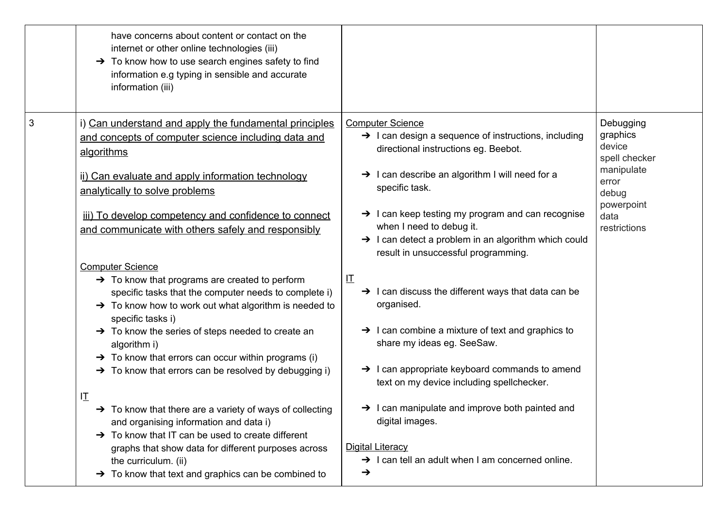| | | | |
|---|---|---|---|
| | have concerns about content or contact on the internet or other online technologies (iii)<br>➔ To know how to use search engines safety to find information e.g typing in sensible and accurate information (iii) | | |
| 3 | i) Can understand and apply the fundamental principles and concepts of computer science including data and algorithms<br><br>ii) Can evaluate and apply information technology analytically to solve problems<br><br>iii) To develop competency and confidence to connect and communicate with others safely and responsibly<br><br>Computer Science<br>➔ To know that programs are created to perform specific tasks that the computer needs to complete i)<br>➔ To know how to work out what algorithm is needed to specific tasks i)<br>➔ To know the series of steps needed to create an algorithm i)<br>➔ To know that errors can occur within programs (i)<br>➔ To know that errors can be resolved by debugging i)<br><br>IT<br>➔ To know that there are a variety of ways of collecting and organising information and data i)<br>➔ To know that IT can be used to create different graphs that show data for different purposes across the curriculum. (ii)<br>➔ To know that text and graphics can be combined to | Computer Science<br>➔ I can design a sequence of instructions, including directional instructions eg. Beebot.<br><br>➔ I can describe an algorithm I will need for a specific task.<br><br>➔ I can keep testing my program and can recognise when I need to debug it.<br>➔ I can detect a problem in an algorithm which could result in unsuccessful programming.<br><br>IT<br>➔ I can discuss the different ways that data can be organised.<br><br>➔ I can combine a mixture of text and graphics to share my ideas eg. SeeSaw.<br><br>➔ I can appropriate keyboard commands to amend text on my device including spellchecker.<br><br>➔ I can manipulate and improve both painted and digital images.<br><br>Digital Literacy<br>➔ I can tell an adult when I am concerned online.<br>➔ | Debugging<br>graphics<br>device<br>spell checker<br>manipulate<br>error<br>debug<br>powerpoint<br>data<br>restrictions |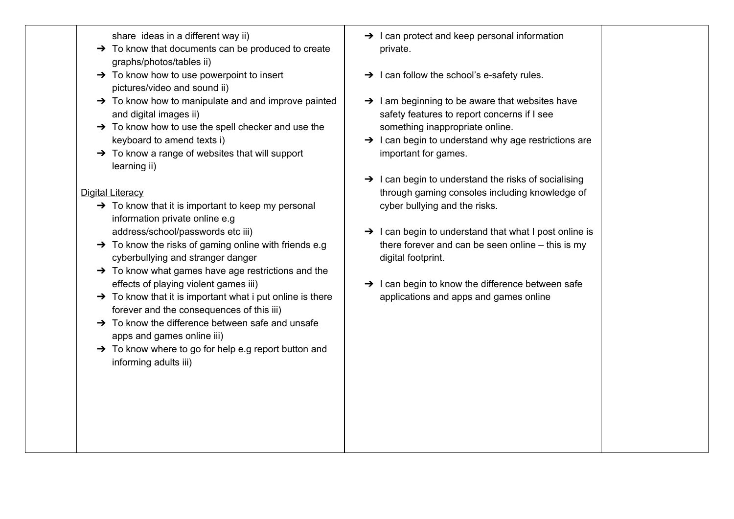|  |  |  |  |
| --- | --- | --- | --- |
|  | share ideas in a different way ii)<br>➔ To know that documents can be produced to create graphs/photos/tables ii)<br>➔ To know how to use powerpoint to insert pictures/video and sound ii)<br>➔ To know how to manipulate and improve painted and digital images ii)<br>➔ To know how to use the spell checker and use the keyboard to amend texts i)<br>➔ To know a range of websites that will support learning ii)<br><br><u>Digital Literacy</u><br>➔ To know that it is important to keep my personal information private online e.g address/school/passwords etc iii)<br>➔ To know the risks of gaming online with friends e.g cyberbullying and stranger danger<br>➔ To know what games have age restrictions and the effects of playing violent games iii)<br>➔ To know that it is important what i put online is there forever and the consequences of this iii)<br>➔ To know the difference between safe and unsafe apps and games online iii)<br>➔ To know where to go for help e.g report button and informing adults iii) | ➔ I can protect and keep personal information private.<br><br>➔ I can follow the school's e-safety rules.<br><br>➔ I am beginning to be aware that websites have safety features to report concerns if I see something inappropriate online.<br>➔ I can begin to understand why age restrictions are important for games.<br><br>➔ I can begin to understand the risks of socialising through gaming consoles including knowledge of cyber bullying and the risks.<br><br>➔ I can begin to understand that what I post online is there forever and can be seen online – this is my digital footprint.<br><br>➔ I can begin to know the difference between safe applications and apps and games online |  |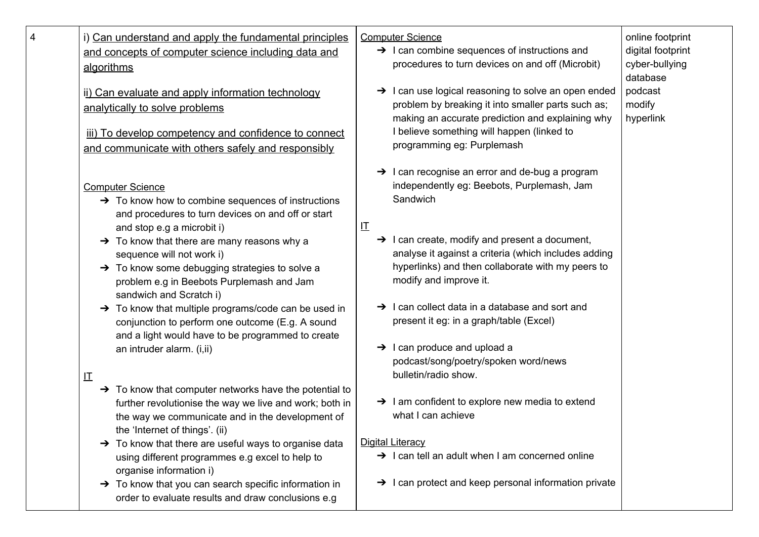| 4 | i) <u>Can understand and apply the fundamental principles and concepts of computer science including data and algorithms</u><br><br><u>ii) Can evaluate and apply information technology analytically to solve problems</u><br><br><u>iii) To develop competency and confidence to connect and communicate with others safely and responsibly</u><br><br><u>Computer Science</u><br>➔ To know how to combine sequences of instructions and procedures to turn devices on and off or start and stop e.g a microbit i)<br>➔ To know that there are many reasons why a sequence will not work i)<br>➔ To know some debugging strategies to solve a problem e.g in Beebots Purplemash and Jam sandwich and Scratch i)<br>➔ To know that multiple programs/code can be used in conjunction to perform one outcome (E.g. A sound and a light would have to be programmed to create an intruder alarm. (i,ii)<br><br><u>IT</u><br>➔ To know that computer networks have the potential to further revolutionise the way we live and work; both in the way we communicate and in the development of the 'Internet of things'. (ii)<br>➔ To know that there are useful ways to organise data using different programmes e.g excel to help to organise information i)<br>➔ To know that you can search specific information in order to evaluate results and draw conclusions e.g | <u>Computer Science</u><br>➔ I can combine sequences of instructions and procedures to turn devices on and off (Microbit)<br><br>➔ I can use logical reasoning to solve an open ended problem by breaking it into smaller parts such as; making an accurate prediction and explaining why I believe something will happen (linked to programming eg: Purplemash<br><br>➔ I can recognise an error and de-bug a program independently eg: Beebots, Purplemash, Jam Sandwich<br><br><u>IT</u><br>➔ I can create, modify and present a document, analyse it against a criteria (which includes adding hyperlinks) and then collaborate with my peers to modify and improve it.<br><br>➔ I can collect data in a database and sort and present it eg: in a graph/table (Excel)<br><br>➔ I can produce and upload a podcast/song/poetry/spoken word/news bulletin/radio show.<br><br>➔ I am confident to explore new media to extend what I can achieve<br><br><u>Digital Literacy</u><br>➔ I can tell an adult when I am concerned online<br><br>➔ I can protect and keep personal information private | online footprint<br>digital footprint<br>cyber-bullying<br>database<br>podcast<br>modify<br>hyperlink |
|---|---|---|---|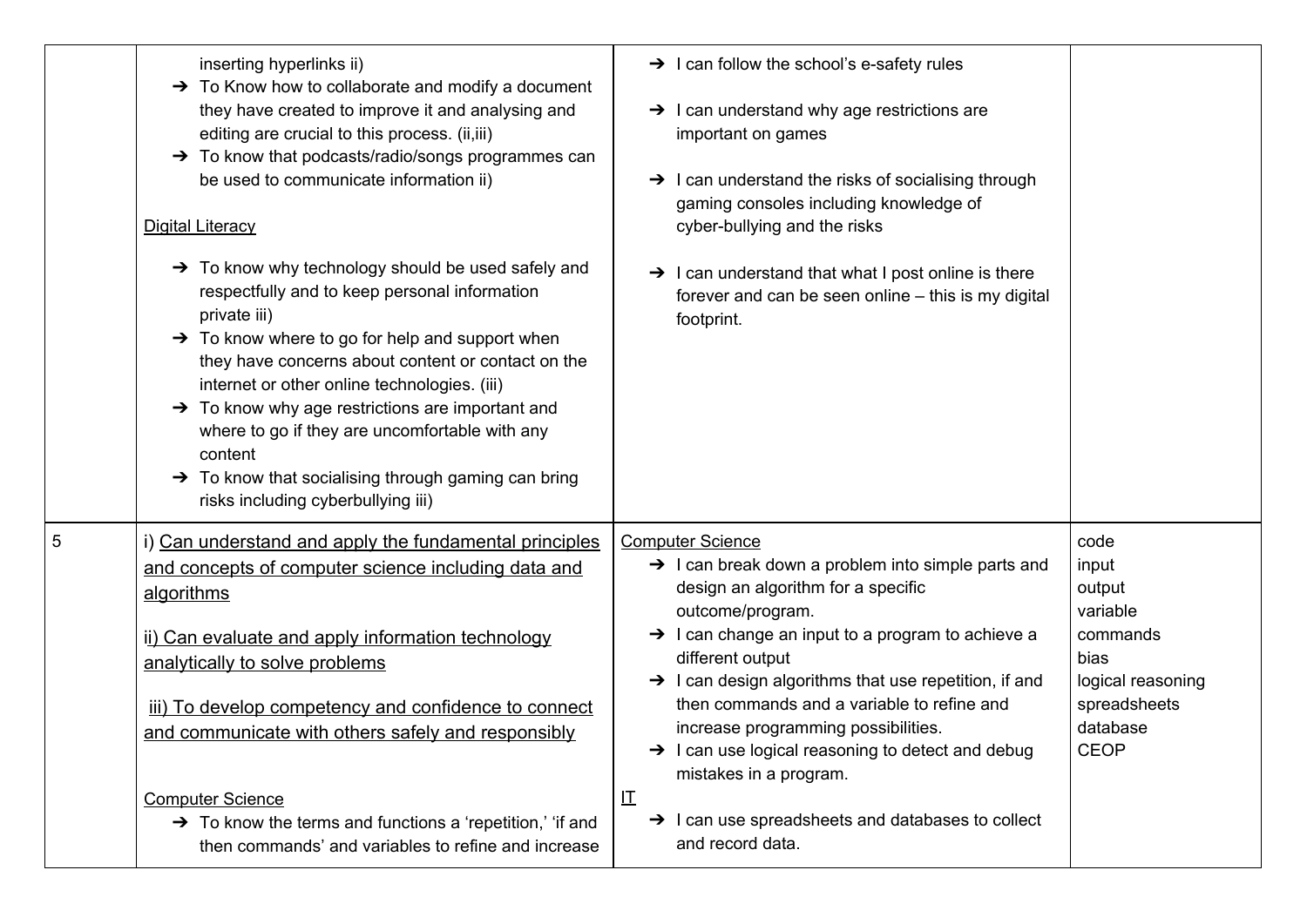| | | | |
|---|---|---|---|
| | inserting hyperlinks ii)<br>➔ To Know how to collaborate and modify a document they have created to improve it and analysing and editing are crucial to this process. (ii,iii)<br>➔ To know that podcasts/radio/songs programmes can be used to communicate information ii)<br><br><u>Digital Literacy</u><br><br>➔ To know why technology should be used safely and respectfully and to keep personal information private iii)<br>➔ To know where to go for help and support when they have concerns about content or contact on the internet or other online technologies. (iii)<br>➔ To know why age restrictions are important and where to go if they are uncomfortable with any content<br>➔ To know that socialising through gaming can bring risks including cyberbullying iii) | ➔ I can follow the school's e-safety rules<br><br>➔ I can understand why age restrictions are important on games<br><br>➔ I can understand the risks of socialising through gaming consoles including knowledge of cyber-bullying and the risks<br><br>➔ I can understand that what I post online is there forever and can be seen online – this is my digital footprint. | |
| 5 | i) <u>Can understand and apply the fundamental principles and concepts of computer science including data and algorithms</u><br><br><u>ii) Can evaluate and apply information technology analytically to solve problems</u><br><br><u>iii) To develop competency and confidence to connect and communicate with others safely and responsibly</u><br><br><u>Computer Science</u><br>➔ To know the terms and functions a 'repetition,' 'if and then commands' and variables to refine and increase | <u>Computer Science</u><br>➔ I can break down a problem into simple parts and design an algorithm for a specific outcome/program.<br>➔ I can change an input to a program to achieve a different output<br>➔ I can design algorithms that use repetition, if and then commands and a variable to refine and increase programming possibilities.<br>➔ I can use logical reasoning to detect and debug mistakes in a program.<br><u>IT</u><br>➔ I can use spreadsheets and databases to collect and record data. | code<br>input<br>output<br>variable<br>commands<br>bias<br>logical reasoning<br>spreadsheets<br>database<br>CEOP |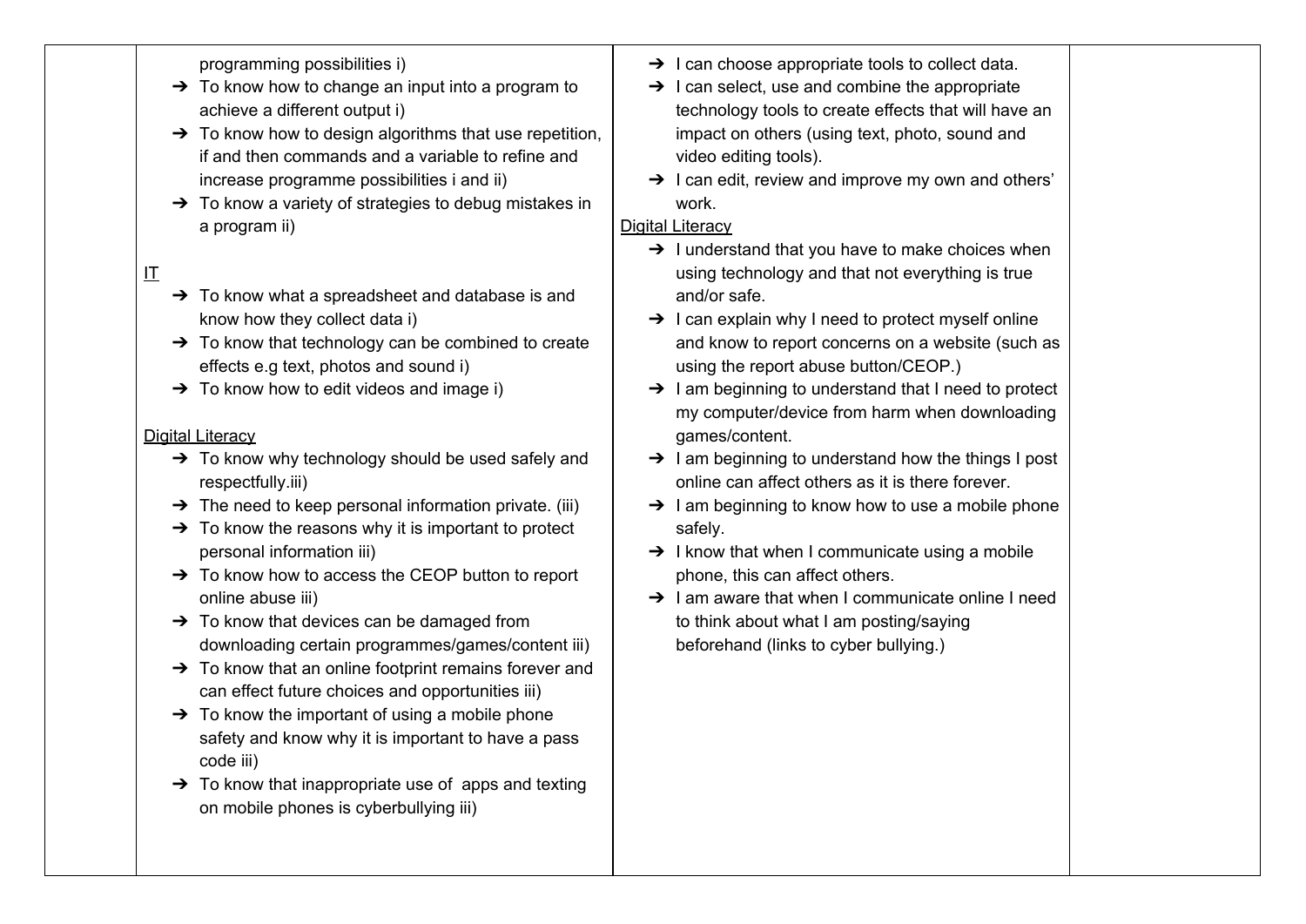| | | | |
|---|---|---|---|
| | programming possibilities i)<br>➔ To know how to change an input into a program to achieve a different output i)<br>➔ To know how to design algorithms that use repetition, if and then commands and a variable to refine and increase programme possibilities i and ii)<br>➔ To know a variety of strategies to debug mistakes in a program ii)<br><br>IT<br>➔ To know what a spreadsheet and database is and know how they collect data i)<br>➔ To know that technology can be combined to create effects e.g text, photos and sound i)<br>➔ To know how to edit videos and image i)<br><br>Digital Literacy<br>➔ To know why technology should be used safely and respectfully.iii)<br>➔ The need to keep personal information private. (iii)<br>➔ To know the reasons why it is important to protect personal information iii)<br>➔ To know how to access the CEOP button to report online abuse iii)<br>➔ To know that devices can be damaged from downloading certain programmes/games/content iii)<br>➔ To know that an online footprint remains forever and can effect future choices and opportunities iii)<br>➔ To know the important of using a mobile phone safety and know why it is important to have a pass code iii)<br>➔ To know that inappropriate use of apps and texting on mobile phones is cyberbullying iii) | ➔ I can choose appropriate tools to collect data.<br>➔ I can select, use and combine the appropriate technology tools to create effects that will have an impact on others (using text, photo, sound and video editing tools).<br>➔ I can edit, review and improve my own and others' work.<br>Digital Literacy<br>➔ I understand that you have to make choices when using technology and that not everything is true and/or safe.<br>➔ I can explain why I need to protect myself online and know to report concerns on a website (such as using the report abuse button/CEOP.)<br>➔ I am beginning to understand that I need to protect my computer/device from harm when downloading games/content.<br>➔ I am beginning to understand how the things I post online can affect others as it is there forever.<br>➔ I am beginning to know how to use a mobile phone safely.<br>➔ I know that when I communicate using a mobile phone, this can affect others.<br>➔ I am aware that when I communicate online I need to think about what I am posting/saying beforehand (links to cyber bullying.) | |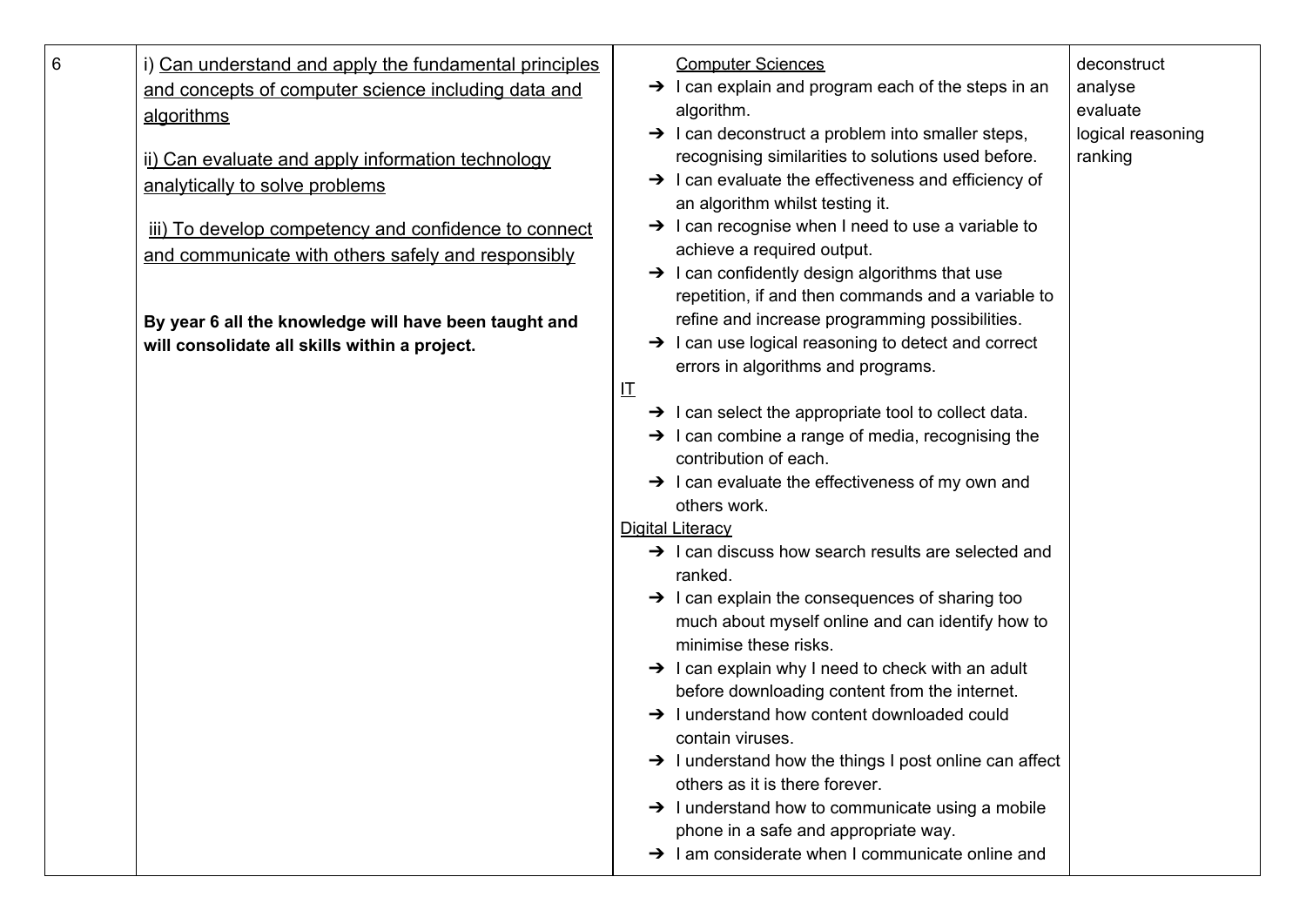| 6 | i) Can understand and apply the fundamental principles and concepts of computer science including data and algorithms<br><br>ii) Can evaluate and apply information technology analytically to solve problems<br><br>iii) To develop competency and confidence to connect and communicate with others safely and responsibly<br><br>**By year 6 all the knowledge will have been taught and will consolidate all skills within a project.** | Computer Sciences<br>➔ I can explain and program each of the steps in an algorithm.<br>➔ I can deconstruct a problem into smaller steps, recognising similarities to solutions used before.<br>➔ I can evaluate the effectiveness and efficiency of an algorithm whilst testing it.<br>➔ I can recognise when I need to use a variable to achieve a required output.<br>➔ I can confidently design algorithms that use repetition, if and then commands and a variable to refine and increase programming possibilities.<br>➔ I can use logical reasoning to detect and correct errors in algorithms and programs.<br>IT<br>➔ I can select the appropriate tool to collect data.<br>➔ I can combine a range of media, recognising the contribution of each.<br>➔ I can evaluate the effectiveness of my own and others work.<br>Digital Literacy<br>➔ I can discuss how search results are selected and ranked.<br>➔ I can explain the consequences of sharing too much about myself online and can identify how to minimise these risks.<br>➔ I can explain why I need to check with an adult before downloading content from the internet.<br>➔ I understand how content downloaded could contain viruses.<br>➔ I understand how the things I post online can affect others as it is there forever.<br>➔ I understand how to communicate using a mobile phone in a safe and appropriate way.<br>➔ I am considerate when I communicate online and | deconstruct<br>analyse<br>evaluate<br>logical reasoning<br>ranking |
|---|---|---|---|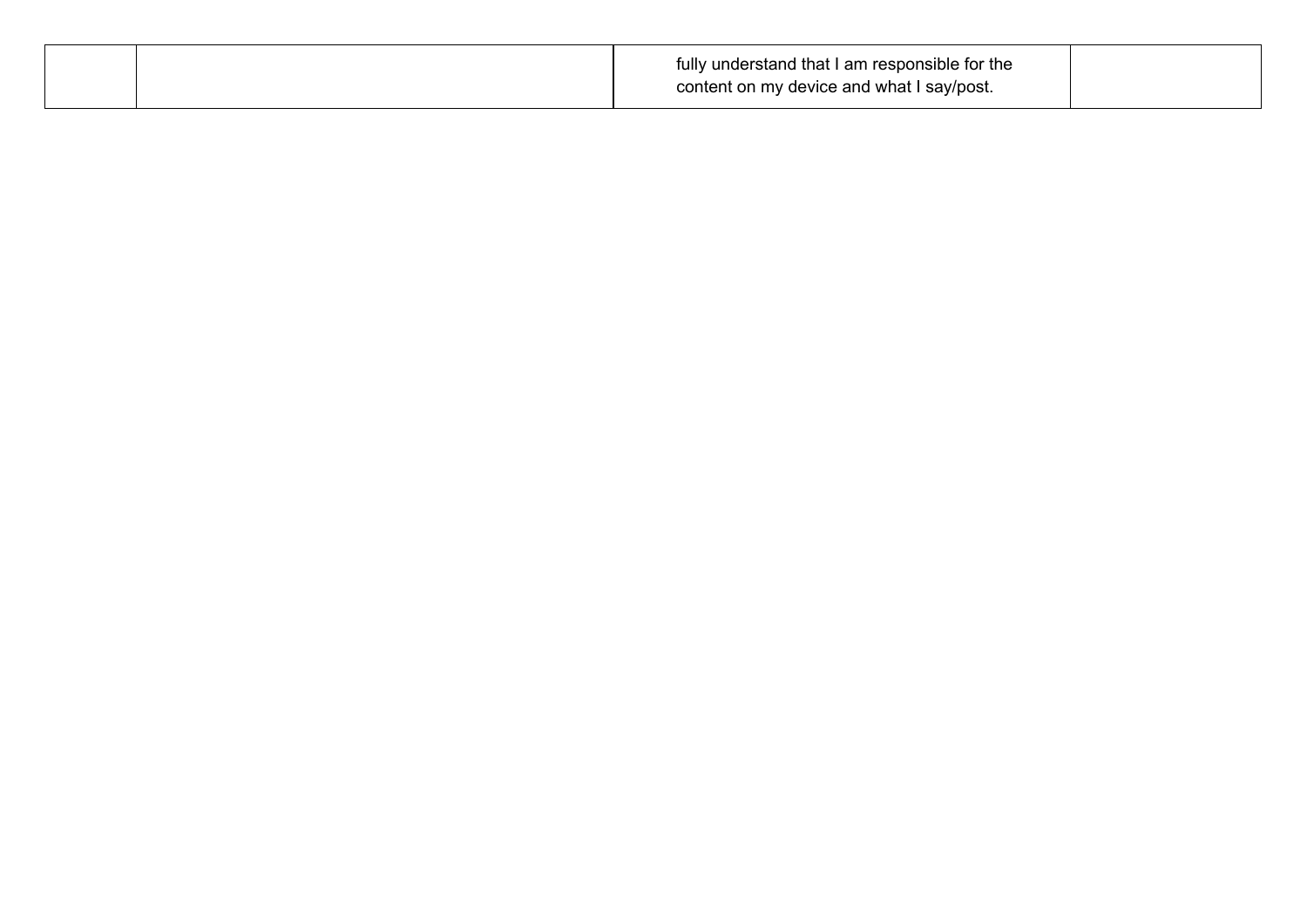| | | | |
|---|---|---|---|
| | | fully understand that I am responsible for the content on my device and what I say/post. | |